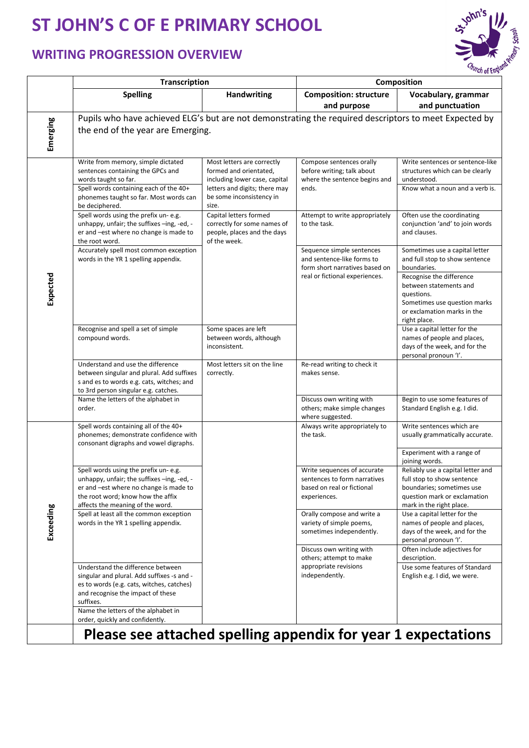# ST JOHN'S C OF E PRIMARY SCHOOL

## WRITING PROGRESSION OVERVIEW

| | Transcription | | Composition | |
|---|---|---|---|---|
| | **Spelling** | **Handwriting** | **Composition: structure and purpose** | **Vocabulary, grammar and punctuation** |
| **Emerging** | Pupils who have achieved ELG's but are not demonstrating the required descriptors to meet Expected by the end of the year are Emerging. | | | |
| **Expected** | Write from memory, simple dictated sentences containing the GPCs and words taught so far. | Most letters are correctly formed and orientated, including lower case, capital letters and digits; there may be some inconsistency in size. | Compose sentences orally before writing; talk about where the sentence begins and ends. | Write sentences or sentence-like structures which can be clearly understood. |
| | Spell words containing each of the 40+ phonemes taught so far. Most words can be deciphered. | | | Know what a noun and a verb is. |
| | Spell words using the prefix un- e.g. unhappy, unfair; the suffixes –ing, -ed, -er and –est where no change is made to the root word. | Capital letters formed correctly for some names of people, places and the days of the week. | Attempt to write appropriately to the task. | Often use the coordinating conjunction 'and' to join words and clauses. |
| | Accurately spell most common exception words in the YR 1 spelling appendix. | | Sequence simple sentences and sentence-like forms to form short narratives based on real or fictional experiences. | Sometimes use a capital letter and full stop to show sentence boundaries. |
| | | | | Recognise the difference between statements and questions. Sometimes use question marks or exclamation marks in the right place. |
| | Recognise and spell a set of simple compound words. | Some spaces are left between words, although inconsistent. | | Use a capital letter for the names of people and places, days of the week, and for the personal pronoun 'I'. |
| | Understand and use the difference between singular and plural. Add suffixes s and es to words e.g. cats, witches; and to 3rd person singular e.g. catches. | Most letters sit on the line correctly. | Re-read writing to check it makes sense. | |
| | Name the letters of the alphabet in order. | | Discuss own writing with others; make simple changes where suggested. | Begin to use some features of Standard English e.g. I did. |
| **Exceeding** | Spell words containing all of the 40+ phonemes; demonstrate confidence with consonant digraphs and vowel digraphs. | | Always write appropriately to the task. | Write sentences which are usually grammatically accurate. |
| | | | | Experiment with a range of joining words. |
| | Spell words using the prefix un- e.g. unhappy, unfair; the suffixes –ing, -ed, -er and –est where no change is made to the root word; know how the affix affects the meaning of the word. | | Write sequences of accurate sentences to form narratives based on real or fictional experiences. | Reliably use a capital letter and full stop to show sentence boundaries; sometimes use question mark or exclamation mark in the right place. |
| | Spell at least all the common exception words in the YR 1 spelling appendix. | | Orally compose and write a variety of simple poems, sometimes independently. | Use a capital letter for the names of people and places, days of the week, and for the personal pronoun 'I'. |
| | | | Discuss own writing with others; attempt to make appropriate revisions independently. | Often include adjectives for description. |
| | Understand the difference between singular and plural. Add suffixes -s and -es to words (e.g. cats, witches, catches) and recognise the impact of these suffixes. | | | Use some features of Standard English e.g. I did, we were. |
| | Name the letters of the alphabet in order, quickly and confidently. | | | |
| | **Please see attached spelling appendix for year 1 expectations** | | | |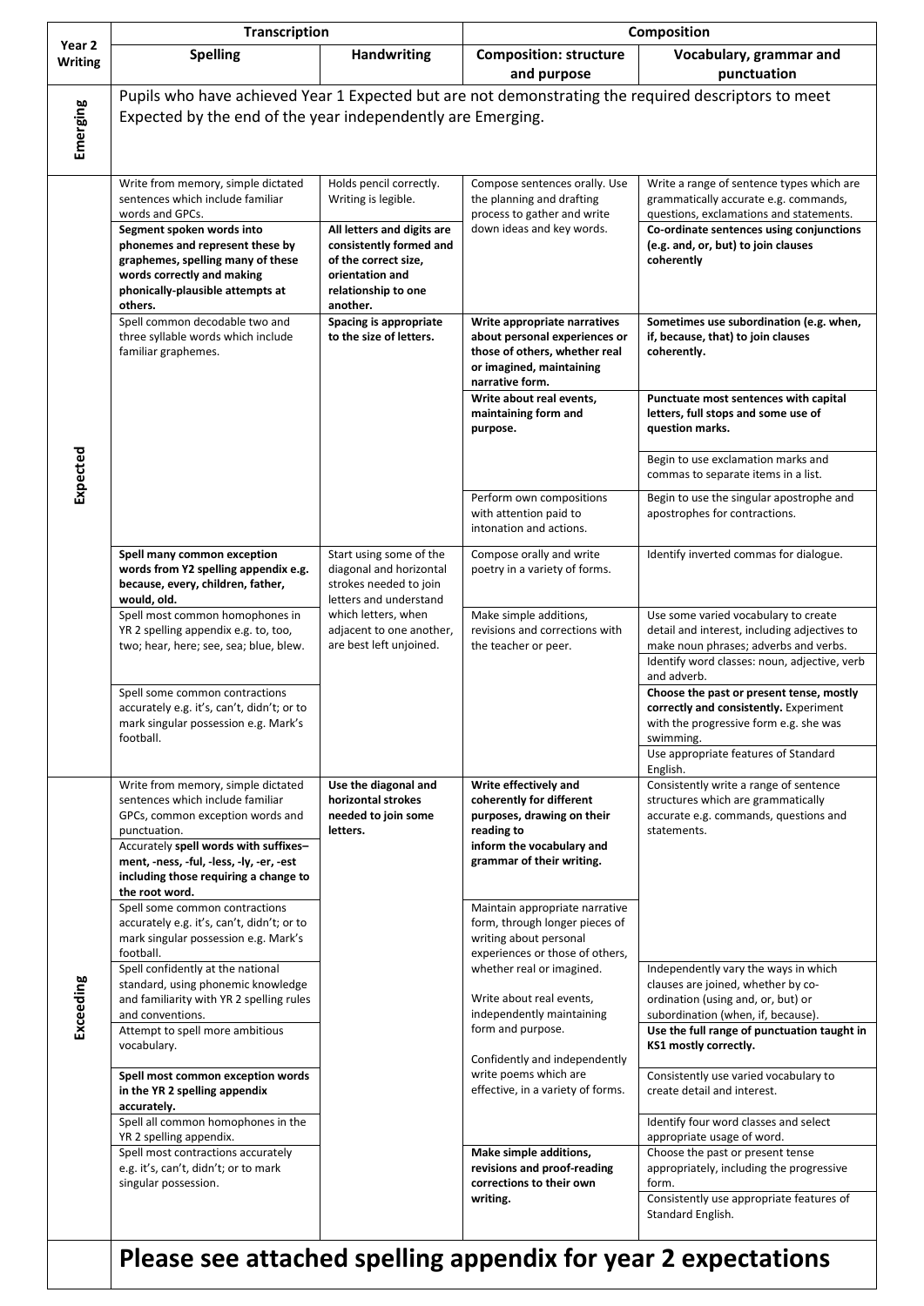| Year 2 Writing | Transcription | | Composition | |
|---|---|---|---|---|
| | **Spelling** | **Handwriting** | **Composition: structure and purpose** | **Vocabulary, grammar and punctuation** |
| **Emerging** | Pupils who have achieved Year 1 Expected but are not demonstrating the required descriptors to meet Expected by the end of the year independently are Emerging. | | | |
| **Expected** | Write from memory, simple dictated sentences which include familiar words and GPCs. | Holds pencil correctly. Writing is legible. | Compose sentences orally. Use the planning and drafting process to gather and write down ideas and key words. | Write a range of sentence types which are grammatically accurate e.g. commands, questions, exclamations and statements. |
| | **Segment spoken words into phonemes and represent these by graphemes, spelling many of these words correctly and making phonically-plausible attempts at others.** | **All letters and digits are consistently formed and of the correct size, orientation and relationship to one another.** | | **Co-ordinate sentences using conjunctions (e.g. and, or, but) to join clauses coherently** |
| | Spell common decodable two and three syllable words which include familiar graphemes. | **Spacing is appropriate to the size of letters.** | **Write appropriate narratives about personal experiences or those of others, whether real or imagined, maintaining narrative form.** | **Sometimes use subordination (e.g. when, if, because, that) to join clauses coherently.** |
| | | | **Write about real events, maintaining form and purpose.** | **Punctuate most sentences with capital letters, full stops and some use of question marks.** |
| | | | | Begin to use exclamation marks and commas to separate items in a list. |
| | | | Perform own compositions with attention paid to intonation and actions. | Begin to use the singular apostrophe and apostrophes for contractions. |
| | **Spell many common exception words from Y2 spelling appendix e.g. because, every, children, father, would, old.** | Start using some of the diagonal and horizontal strokes needed to join letters and understand which letters, when adjacent to one another, are best left unjoined. | Compose orally and write poetry in a variety of forms. | Identify inverted commas for dialogue. |
| | Spell most common homophones in YR 2 spelling appendix e.g. to, too, two; hear, here; see, sea; blue, blew. | | Make simple additions, revisions and corrections with the teacher or peer. | Use some varied vocabulary to create detail and interest, including adjectives to make noun phrases; adverbs and verbs. |
| | | | | Identify word classes: noun, adjective, verb and adverb. |
| | Spell some common contractions accurately e.g. it's, can't, didn't; or to mark singular possession e.g. Mark's football. | | | **Choose the past or present tense, mostly correctly and consistently.** Experiment with the progressive form e.g. she was swimming. |
| | | | | Use appropriate features of Standard English. |
| **Exceeding** | Write from memory, simple dictated sentences which include familiar GPCs, common exception words and punctuation. | **Use the diagonal and horizontal strokes needed to join some letters.** | **Write effectively and coherently for different purposes, drawing on their reading to inform the vocabulary and grammar of their writing.** | Consistently write a range of sentence structures which are grammatically accurate e.g. commands, questions and statements. |
| | Accurately **spell words with suffixes– ment, -ness, -ful, -less, -ly, -er, -est including those requiring a change to the root word.** | | | |
| | Spell some common contractions accurately e.g. it's, can't, didn't; or to mark singular possession e.g. Mark's football. | | Maintain appropriate narrative form, through longer pieces of writing about personal experiences or those of others, whether real or imagined.<br><br>Write about real events, independently maintaining form and purpose.<br><br>Confidently and independently write poems which are effective, in a variety of forms. | |
| | Spell confidently at the national standard, using phonemic knowledge and familiarity with YR 2 spelling rules and conventions. | | | Independently vary the ways in which clauses are joined, whether by co-ordination (using and, or, but) or subordination (when, if, because). |
| | Attempt to spell more ambitious vocabulary. | | | **Use the full range of punctuation taught in KS1 mostly correctly.** |
| | **Spell most common exception words in the YR 2 spelling appendix accurately.** | | | Consistently use varied vocabulary to create detail and interest. |
| | Spell all common homophones in the YR 2 spelling appendix. | | | Identify four word classes and select appropriate usage of word. |
| | Spell most contractions accurately e.g. it's, can't, didn't; or to mark singular possession. | | **Make simple additions, revisions and proof-reading corrections to their own writing.** | Choose the past or present tense appropriately, including the progressive form. |
| | | | | Consistently use appropriate features of Standard English. |
| | **Please see attached spelling appendix for year 2 expectations** | | | |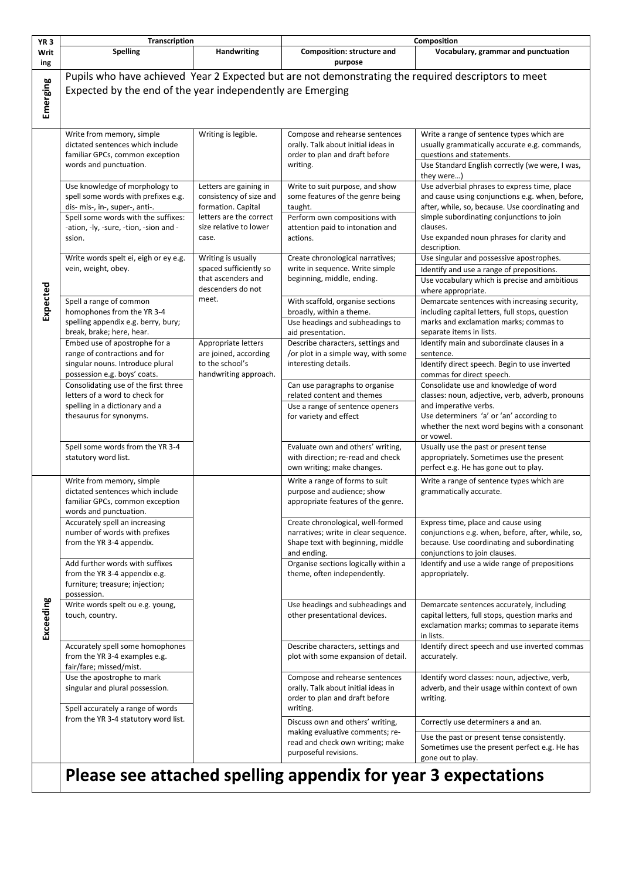| YR 3 Writing | Transcription | | Composition | |
|---|---|---|---|---|
| | **Spelling** | **Handwriting** | **Composition: structure and purpose** | **Vocabulary, grammar and punctuation** |
| **Emerging** | Pupils who have achieved Year 2 Expected but are not demonstrating the required descriptors to meet Expected by the end of the year independently are Emerging | | | |
| **Expected** | Write from memory, simple dictated sentences which include familiar GPCs, common exception words and punctuation. | Writing is legible. | Compose and rehearse sentences orally. Talk about initial ideas in order to plan and draft before writing. | Write a range of sentence types which are usually grammatically accurate e.g. commands, questions and statements.<br>Use Standard English correctly (we were, I was, they were…) |
| | Use knowledge of morphology to spell some words with prefixes e.g. dis- mis-, in-, super-, anti-.<br>Spell some words with the suffixes: -ation, -ly, -sure, -tion, -sion and -ssion. | Letters are gaining in consistency of size and formation. Capital letters are the correct size relative to lower case. | Write to suit purpose, and show some features of the genre being taught.<br>Perform own compositions with attention paid to intonation and actions. | Use adverbial phrases to express time, place and cause using conjunctions e.g. when, before, after, while, so, because. Use coordinating and simple subordinating conjunctions to join clauses.<br>Use expanded noun phrases for clarity and description. |
| | Write words spelt ei, eigh or ey e.g. vein, weight, obey. | Writing is usually spaced sufficiently so that ascenders and descenders do not meet. | Create chronological narratives; write in sequence. Write simple beginning, middle, ending. | Use singular and possessive apostrophes.<br>Identify and use a range of prepositions.<br>Use vocabulary which is precise and ambitious where appropriate. |
| | Spell a range of common homophones from the YR 3-4 spelling appendix e.g. berry, bury; break, brake; here, hear. | | With scaffold, organise sections broadly, within a theme.<br>Use headings and subheadings to aid presentation. | Demarcate sentences with increasing security, including capital letters, full stops, question marks and exclamation marks; commas to separate items in lists. |
| | Embed use of apostrophe for a range of contractions and for singular nouns. Introduce plural possession e.g. boys' coats. | Appropriate letters are joined, according to the school's handwriting approach. | Describe characters, settings and /or plot in a simple way, with some interesting details. | Identify main and subordinate clauses in a sentence.<br>Identify direct speech. Begin to use inverted commas for direct speech. |
| | Consolidating use of the first three letters of a word to check for spelling in a dictionary and a thesaurus for synonyms. | | Can use paragraphs to organise related content and themes<br>Use a range of sentence openers for variety and effect | Consolidate use and knowledge of word classes: noun, adjective, verb, adverb, pronouns and imperative verbs.<br>Use determiners 'a' or 'an' according to whether the next word begins with a consonant or vowel. |
| | Spell some words from the YR 3-4 statutory word list. | | Evaluate own and others' writing, with direction; re-read and check own writing; make changes. | Usually use the past or present tense appropriately. Sometimes use the present perfect e.g. He has gone out to play. |
| **Exceeding** | Write from memory, simple dictated sentences which include familiar GPCs, common exception words and punctuation. | | Write a range of forms to suit purpose and audience; show appropriate features of the genre. | Write a range of sentence types which are grammatically accurate. |
| | Accurately spell an increasing number of words with prefixes from the YR 3-4 appendix. | | Create chronological, well-formed narratives; write in clear sequence. Shape text with beginning, middle and ending. | Express time, place and cause using conjunctions e.g. when, before, after, while, so, because. Use coordinating and subordinating conjunctions to join clauses. |
| | Add further words with suffixes from the YR 3-4 appendix e.g. furniture; treasure; injection; possession. | | Organise sections logically within a theme, often independently. | Identify and use a wide range of prepositions appropriately. |
| | Write words spelt ou e.g. young, touch, country. | | Use headings and subheadings and other presentational devices. | Demarcate sentences accurately, including capital letters, full stops, question marks and exclamation marks; commas to separate items in lists. |
| | Accurately spell some homophones from the YR 3-4 examples e.g. fair/fare; missed/mist. | | Describe characters, settings and plot with some expansion of detail. | Identify direct speech and use inverted commas accurately. |
| | Use the apostrophe to mark singular and plural possession.<br>Spell accurately a range of words from the YR 3-4 statutory word list. | | Compose and rehearse sentences orally. Talk about initial ideas in order to plan and draft before writing. | Identify word classes: noun, adjective, verb, adverb, and their usage within context of own writing. |
| | | | Discuss own and others' writing, making evaluative comments; re-read and check own writing; make purposeful revisions. | Correctly use determiners a and an.<br>Use the past or present tense consistently. Sometimes use the present perfect e.g. He has gone out to play. |
| | **Please see attached spelling appendix for year 3 expectations** | | | |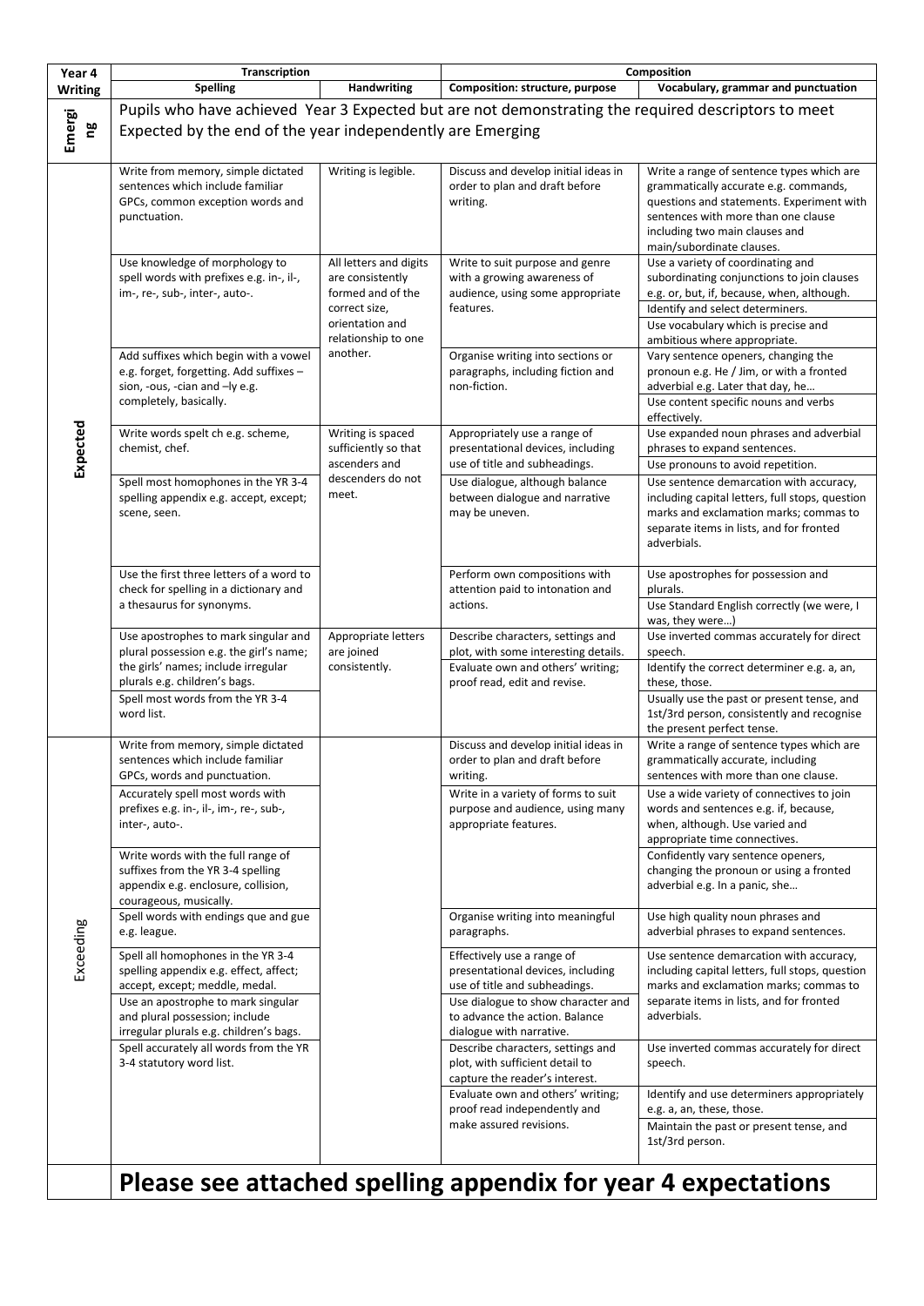| Year 4 Writing | Transcription | | Composition | |
|---|---|---|---|---|
| | **Spelling** | **Handwriting** | **Composition: structure, purpose** | **Vocabulary, grammar and punctuation** |
| **Emerging** | Pupils who have achieved Year 3 Expected but are not demonstrating the required descriptors to meet Expected by the end of the year independently are Emerging | | | |
| **Expected** | Write from memory, simple dictated sentences which include familiar GPCs, common exception words and punctuation. | Writing is legible. | Discuss and develop initial ideas in order to plan and draft before writing. | Write a range of sentence types which are grammatically accurate e.g. commands, questions and statements. Experiment with sentences with more than one clause including two main clauses and main/subordinate clauses. |
| | Use knowledge of morphology to spell words with prefixes e.g. in-, il-, im-, re-, sub-, inter-, auto-. | All letters and digits are consistently formed and of the correct size, orientation and relationship to one another. | Write to suit purpose and genre with a growing awareness of audience, using some appropriate features. | Use a variety of coordinating and subordinating conjunctions to join clauses e.g. or, but, if, because, when, although.<br>Identify and select determiners.<br>Use vocabulary which is precise and ambitious where appropriate. |
| | Add suffixes which begin with a vowel e.g. forget, forgetting. Add suffixes – sion, -ous, -cian and –ly e.g. completely, basically. | | Organise writing into sections or paragraphs, including fiction and non-fiction. | Vary sentence openers, changing the pronoun e.g. He / Jim, or with a fronted adverbial e.g. Later that day, he…<br>Use content specific nouns and verbs effectively. |
| | Write words spelt ch e.g. scheme, chemist, chef. | Writing is spaced sufficiently so that ascenders and descenders do not meet. | Appropriately use a range of presentational devices, including use of title and subheadings. | Use expanded noun phrases and adverbial phrases to expand sentences.<br>Use pronouns to avoid repetition. |
| | Spell most homophones in the YR 3-4 spelling appendix e.g. accept, except; scene, seen. | | Use dialogue, although balance between dialogue and narrative may be uneven. | Use sentence demarcation with accuracy, including capital letters, full stops, question marks and exclamation marks; commas to separate items in lists, and for fronted adverbials. |
| | Use the first three letters of a word to check for spelling in a dictionary and a thesaurus for synonyms. | | Perform own compositions with attention paid to intonation and actions. | Use apostrophes for possession and plurals.<br>Use Standard English correctly (we were, I was, they were…) |
| | Use apostrophes to mark singular and plural possession e.g. the girl's name; the girls' names; include irregular plurals e.g. children's bags. | Appropriate letters are joined consistently. | Describe characters, settings and plot, with some interesting details. | Use inverted commas accurately for direct speech. |
| | Spell most words from the YR 3-4 word list. | | Evaluate own and others' writing; proof read, edit and revise. | Identify the correct determiner e.g. a, an, these, those.<br>Usually use the past or present tense, and 1st/3rd person, consistently and recognise the present perfect tense. |
| **Exceeding** | Write from memory, simple dictated sentences which include familiar GPCs, words and punctuation. | | Discuss and develop initial ideas in order to plan and draft before writing. | Write a range of sentence types which are grammatically accurate, including sentences with more than one clause. |
| | Accurately spell most words with prefixes e.g. in-, il-, im-, re-, sub-, inter-, auto-. | | Write in a variety of forms to suit purpose and audience, using many appropriate features. | Use a wide variety of connectives to join words and sentences e.g. if, because, when, although. Use varied and appropriate time connectives. |
| | Write words with the full range of suffixes from the YR 3-4 spelling appendix e.g. enclosure, collision, courageous, musically. | | | Confidently vary sentence openers, changing the pronoun or using a fronted adverbial e.g. In a panic, she… |
| | Spell words with endings que and gue e.g. league. | | Organise writing into meaningful paragraphs. | Use high quality noun phrases and adverbial phrases to expand sentences. |
| | Spell all homophones in the YR 3-4 spelling appendix e.g. effect, affect; accept, except; meddle, medal. | | Effectively use a range of presentational devices, including use of title and subheadings. | Use sentence demarcation with accuracy, including capital letters, full stops, question marks and exclamation marks; commas to separate items in lists, and for fronted adverbials. |
| | Use an apostrophe to mark singular and plural possession; include irregular plurals e.g. children's bags. | | Use dialogue to show character and to advance the action. Balance dialogue with narrative. | |
| | Spell accurately all words from the YR 3-4 statutory word list. | | Describe characters, settings and plot, with sufficient detail to capture the reader's interest. | Use inverted commas accurately for direct speech. |
| | | | Evaluate own and others' writing; proof read independently and make assured revisions. | Identify and use determiners appropriately e.g. a, an, these, those.<br>Maintain the past or present tense, and 1st/3rd person. |

**Please see attached spelling appendix for year 4 expectations**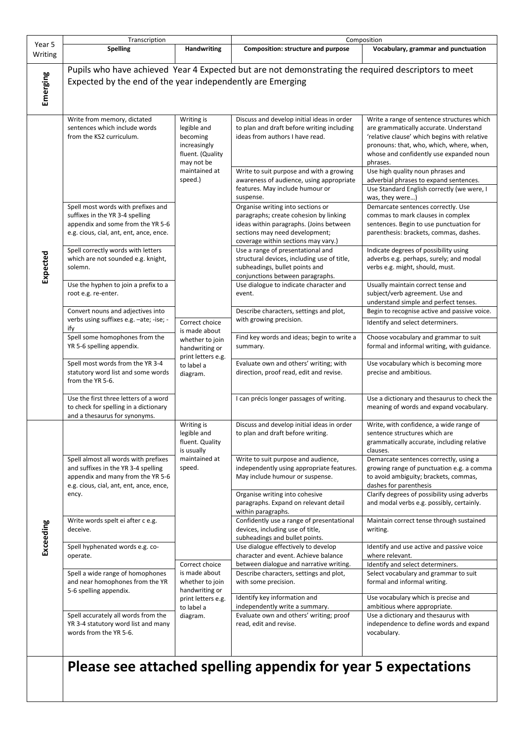| Year 5 Writing | Transcription | | Composition | |
|---|---|---|---|---|
| | **Spelling** | **Handwriting** | **Composition: structure and purpose** | **Vocabulary, grammar and punctuation** |
| **Emerging** | Pupils who have achieved Year 4 Expected but are not demonstrating the required descriptors to meet Expected by the end of the year independently are Emerging | | | |
| **Expected** | Write from memory, dictated sentences which include words from the KS2 curriculum. | Writing is legible and becoming increasingly fluent. (Quality may not be maintained at speed.) | Discuss and develop initial ideas in order to plan and draft before writing including ideas from authors I have read. | Write a range of sentence structures which are grammatically accurate. Understand 'relative clause' which begins with relative pronouns: that, who, which, where, when, whose and confidently use expanded noun phrases. |
| | | | Write to suit purpose and with a growing awareness of audience, using appropriate features. May include humour or suspense. | Use high quality noun phrases and adverbial phrases to expand sentences. |
| | | | | Use Standard English correctly (we were, I was, they were…) |
| | Spell most words with prefixes and suffixes in the YR 3-4 spelling appendix and some from the YR 5-6 e.g. cious, cial, ant, ent, ance, ence. | | Organise writing into sections or paragraphs; create cohesion by linking ideas within paragraphs. (Joins between sections may need development; coverage within sections may vary.) | Demarcate sentences correctly. Use commas to mark clauses in complex sentences. Begin to use punctuation for parenthesis: brackets, commas, dashes. |
| | Spell correctly words with letters which are not sounded e.g. knight, solemn. | | Use a range of presentational and structural devices, including use of title, subheadings, bullet points and conjunctions between paragraphs. | Indicate degrees of possibility using adverbs e.g. perhaps, surely; and modal verbs e.g. might, should, must. |
| | Use the hyphen to join a prefix to a root e.g. re-enter. | | Use dialogue to indicate character and event. | Usually maintain correct tense and subject/verb agreement. Use and understand simple and perfect tenses. |
| | Convert nouns and adjectives into verbs using suffixes e.g. –ate; -ise; -ify | Correct choice is made about whether to join handwriting or print letters e.g. to label a diagram. | Describe characters, settings and plot, with growing precision. | Begin to recognise active and passive voice. |
| | | | | Identify and select determiners. |
| | Spell some homophones from the YR 5-6 spelling appendix. | | Find key words and ideas; begin to write a summary. | Choose vocabulary and grammar to suit formal and informal writing, with guidance. |
| | Spell most words from the YR 3-4 statutory word list and some words from the YR 5-6. | | Evaluate own and others' writing; with direction, proof read, edit and revise. | Use vocabulary which is becoming more precise and ambitious. |
| | Use the first three letters of a word to check for spelling in a dictionary and a thesaurus for synonyms. | | I can précis longer passages of writing. | Use a dictionary and thesaurus to check the meaning of words and expand vocabulary. |
| **Exceeding** | | Writing is legible and fluent. Quality is usually maintained at speed. | Discuss and develop initial ideas in order to plan and draft before writing. | Write, with confidence, a wide range of sentence structures which are grammatically accurate, including relative clauses. |
| | Spell almost all words with prefixes and suffixes in the YR 3-4 spelling appendix and many from the YR 5-6 e.g. cious, cial, ant, ent, ance, ence, ency. | | Write to suit purpose and audience, independently using appropriate features. May include humour or suspense. | Demarcate sentences correctly, using a growing range of punctuation e.g. a comma to avoid ambiguity; brackets, commas, dashes for parenthesis |
| | | | Organise writing into cohesive paragraphs. Expand on relevant detail within paragraphs. | Clarify degrees of possibility using adverbs and modal verbs e.g. possibly, certainly. |
| | Write words spelt ei after c e.g. deceive. | | Confidently use a range of presentational devices, including use of title, subheadings and bullet points. | Maintain correct tense through sustained writing. |
| | Spell hyphenated words e.g. co-operate. | | Use dialogue effectively to develop character and event. Achieve balance between dialogue and narrative writing. | Identify and use active and passive voice where relevant. |
| | | Correct choice is made about whether to join handwriting or print letters e.g. to label a diagram. | | Identify and select determiners. |
| | Spell a wide range of homophones and near homophones from the YR 5-6 spelling appendix. | | Describe characters, settings and plot, with some precision. | Select vocabulary and grammar to suit formal and informal writing. |
| | | | Identify key information and independently write a summary. | Use vocabulary which is precise and ambitious where appropriate. |
| | Spell accurately all words from the YR 3-4 statutory word list and many words from the YR 5-6. | | Evaluate own and others' writing; proof read, edit and revise. | Use a dictionary and thesaurus with independence to define words and expand vocabulary. |
| | **Please see attached spelling appendix for year 5 expectations** | | | |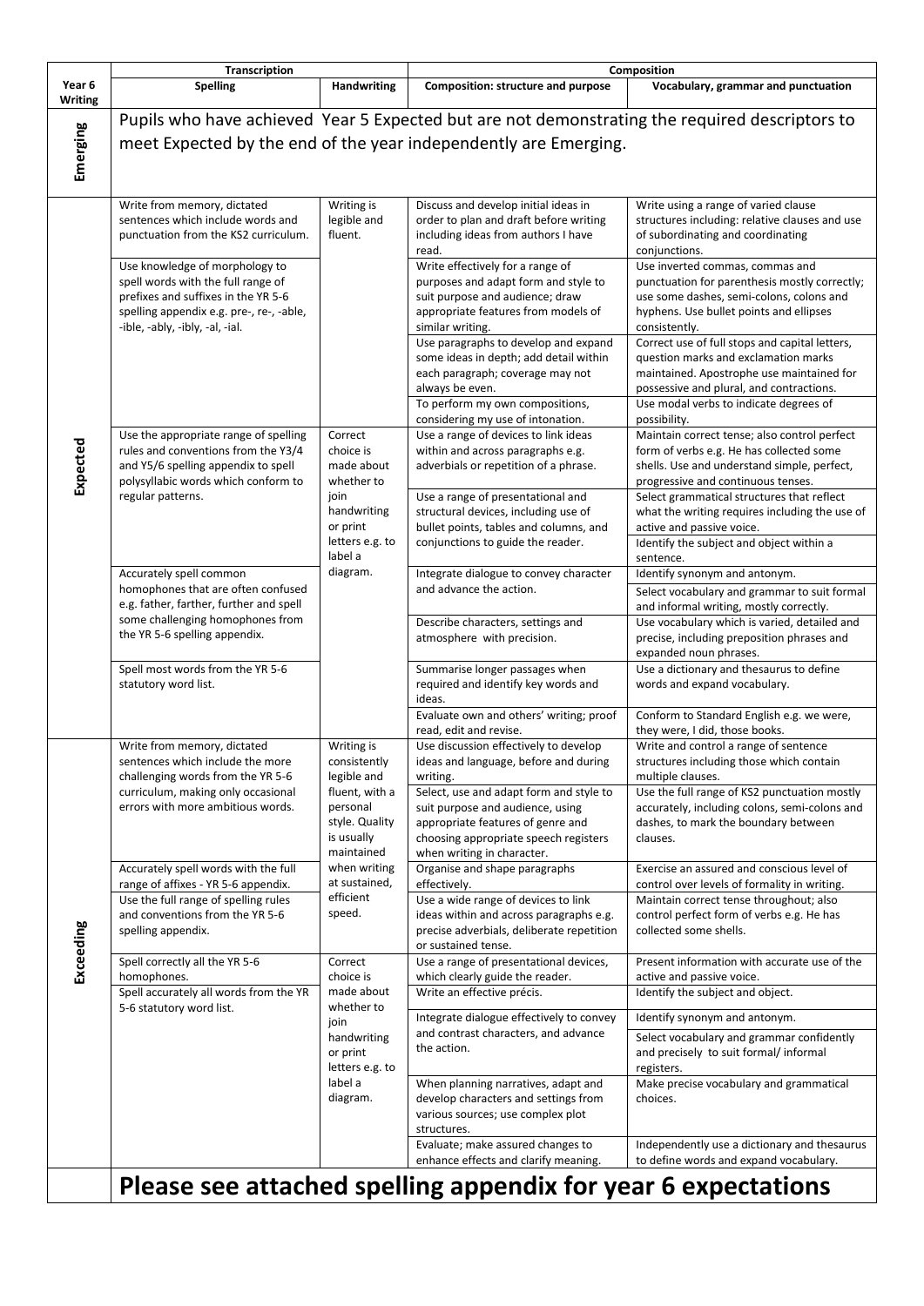| Year 6 Writing | Transcription: Spelling | Transcription: Handwriting | Composition: structure and purpose | Composition: Vocabulary, grammar and punctuation |
|---|---|---|---|---|
| **Emerging** | Pupils who have achieved Year 5 Expected but are not demonstrating the required descriptors to meet Expected by the end of the year independently are Emerging. | | | |
| **Expected** | Write from memory, dictated sentences which include words and punctuation from the KS2 curriculum. | Writing is legible and fluent. | Discuss and develop initial ideas in order to plan and draft before writing including ideas from authors I have read. | Write using a range of varied clause structures including: relative clauses and use of subordinating and coordinating conjunctions. |
| | Use knowledge of morphology to spell words with the full range of prefixes and suffixes in the YR 5-6 spelling appendix e.g. pre-, re-, -able, -ible, -ably, -ibly, -al, -ial. | | Write effectively for a range of purposes and adapt form and style to suit purpose and audience; draw appropriate features from models of similar writing. | Use inverted commas, commas and punctuation for parenthesis mostly correctly; use some dashes, semi-colons, colons and hyphens. Use bullet points and ellipses consistently. |
| | | | Use paragraphs to develop and expand some ideas in depth; add detail within each paragraph; coverage may not always be even. | Correct use of full stops and capital letters, question marks and exclamation marks maintained. Apostrophe use maintained for possessive and plural, and contractions. |
| | | | To perform my own compositions, considering my use of intonation. | Use modal verbs to indicate degrees of possibility. |
| | Use the appropriate range of spelling rules and conventions from the Y3/4 and Y5/6 spelling appendix to spell polysyllabic words which conform to regular patterns. | Correct choice is made about whether to join handwriting or print letters e.g. to label a diagram. | Use a range of devices to link ideas within and across paragraphs e.g. adverbials or repetition of a phrase. | Maintain correct tense; also control perfect form of verbs e.g. He has collected some shells. Use and understand simple, perfect, progressive and continuous tenses. |
| | | | Use a range of presentational and structural devices, including use of bullet points, tables and columns, and conjunctions to guide the reader. | Select grammatical structures that reflect what the writing requires including the use of active and passive voice. |
| | | | | Identify the subject and object within a sentence. |
| | Accurately spell common homophones that are often confused e.g. father, farther, further and spell some challenging homophones from the YR 5-6 spelling appendix. | | Integrate dialogue to convey character and advance the action. | Identify synonym and antonym. |
| | | | | Select vocabulary and grammar to suit formal and informal writing, mostly correctly. |
| | | | Describe characters, settings and atmosphere with precision. | Use vocabulary which is varied, detailed and precise, including preposition phrases and expanded noun phrases. |
| | Spell most words from the YR 5-6 statutory word list. | | Summarise longer passages when required and identify key words and ideas. | Use a dictionary and thesaurus to define words and expand vocabulary. |
| | | | Evaluate own and others' writing; proof read, edit and revise. | Conform to Standard English e.g. we were, they were, I did, those books. |
| **Exceeding** | Write from memory, dictated sentences which include the more challenging words from the YR 5-6 curriculum, making only occasional errors with more ambitious words. | Writing is consistently legible and fluent, with a personal style. Quality is usually maintained when writing at sustained, efficient speed. | Use discussion effectively to develop ideas and language, before and during writing. | Write and control a range of sentence structures including those which contain multiple clauses. |
| | | | Select, use and adapt form and style to suit purpose and audience, using appropriate features of genre and choosing appropriate speech registers when writing in character. | Use the full range of KS2 punctuation mostly accurately, including colons, semi-colons and dashes, to mark the boundary between clauses. |
| | Accurately spell words with the full range of affixes - YR 5-6 appendix. | | Organise and shape paragraphs effectively. | Exercise an assured and conscious level of control over levels of formality in writing. |
| | Use the full range of spelling rules and conventions from the YR 5-6 spelling appendix. | | Use a wide range of devices to link ideas within and across paragraphs e.g. precise adverbials, deliberate repetition or sustained tense. | Maintain correct tense throughout; also control perfect form of verbs e.g. He has collected some shells. |
| | Spell correctly all the YR 5-6 homophones. | Correct choice is made about whether to join handwriting or print letters e.g. to label a diagram. | Use a range of presentational devices, which clearly guide the reader. | Present information with accurate use of the active and passive voice. |
| | Spell accurately all words from the YR 5-6 statutory word list. | | Write an effective précis. | Identify the subject and object. |
| | | | Integrate dialogue effectively to convey and contrast characters, and advance the action. | Identify synonym and antonym. |
| | | | | Select vocabulary and grammar confidently and precisely to suit formal/ informal registers. |
| | | | When planning narratives, adapt and develop characters and settings from various sources; use complex plot structures. | Make precise vocabulary and grammatical choices. |
| | | | Evaluate; make assured changes to enhance effects and clarify meaning. | Independently use a dictionary and thesaurus to define words and expand vocabulary. |
| | **Please see attached spelling appendix for year 6 expectations** | | | |